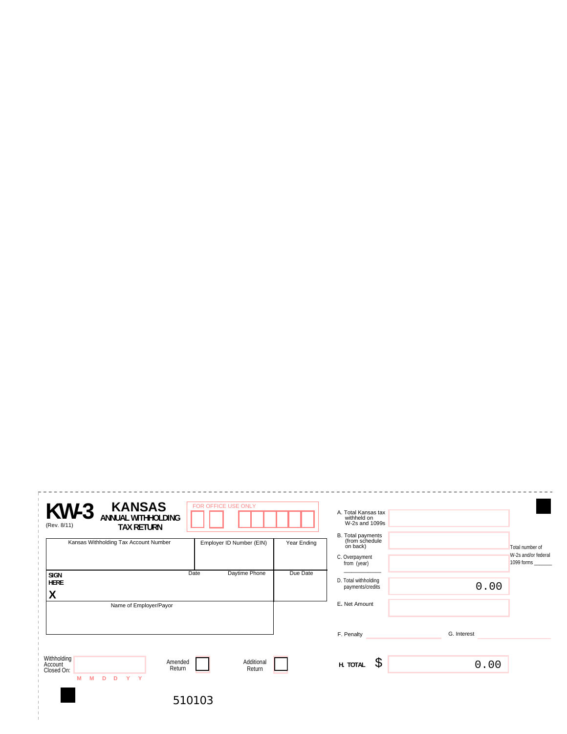# KW-3 KANSAS ANNUAL WITHHOLDING TAX RETURN

(Rev. 8/11)

FOR OFFICE USE ONLY

| Kansas Withholding Tax Account Number | Employer ID Number (EIN) | Year Ending |
|---|---|---|
| | | |

| SIGN HERE X | Date | Daytime Phone | Due Date |
|---|---|---|---|
| | | | |

Name of Employer/Payor

A. Total Kansas tax withheld on W-2s and 1099s

B. Total payments (from schedule on back)

C. Overpayment from (year) ____________

D. Total withholding payments/credits 0.00

E. Net Amount

F. Penalty

G. Interest

H. TOTAL $ 0.00

Total number of W-2s and/or federal 1099 forms _______

Withholding Account Closed On: M M D D Y Y

Amended Return ☐

Additional Return ☐

510103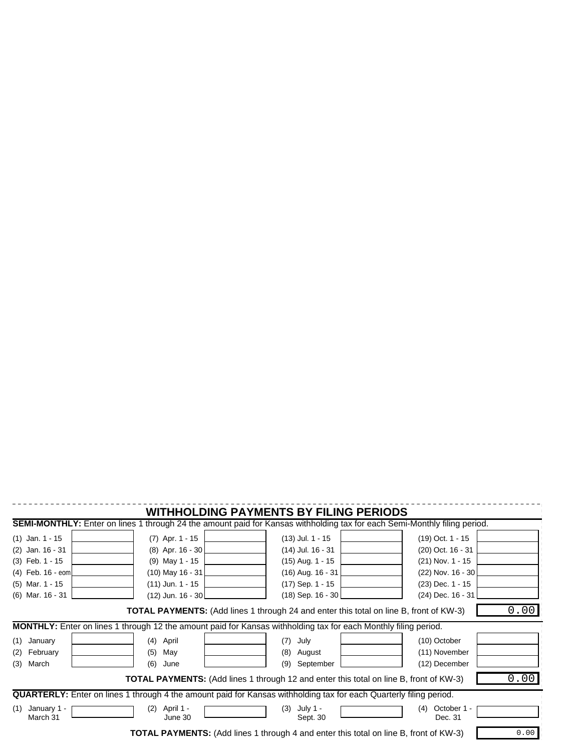## WITHHOLDING PAYMENTS BY FILING PERIODS

**SEMI-MONTHLY:** Enter on lines 1 through 24 the amount paid for Kansas withholding tax for each Semi-Monthly filing period.

| | | | | | | | |
|---|---|---|---|---|---|---|---|
| (1) Jan. 1 - 15 | | (7) Apr. 1 - 15 | | (13) Jul. 1 - 15 | | (19) Oct. 1 - 15 | |
| (2) Jan. 16 - 31 | | (8) Apr. 16 - 30 | | (14) Jul. 16 - 31 | | (20) Oct. 16 - 31 | |
| (3) Feb. 1 - 15 | | (9) May 1 - 15 | | (15) Aug. 1 - 15 | | (21) Nov. 1 - 15 | |
| (4) Feb. 16 - eom | | (10) May 16 - 31 | | (16) Aug. 16 - 31 | | (22) Nov. 16 - 30 | |
| (5) Mar. 1 - 15 | | (11) Jun. 1 - 15 | | (17) Sep. 1 - 15 | | (23) Dec. 1 - 15 | |
| (6) Mar. 16 - 31 | | (12) Jun. 16 - 30 | | (18) Sep. 16 - 30 | | (24) Dec. 16 - 31 | |

**TOTAL PAYMENTS:** (Add lines 1 through 24 and enter this total on line B, front of KW-3) 0.00

**MONTHLY:** Enter on lines 1 through 12 the amount paid for Kansas withholding tax for each Monthly filing period.

| | | | | | | | |
|---|---|---|---|---|---|---|---|
| (1) January | | (4) April | | (7) July | | (10) October | |
| (2) February | | (5) May | | (8) August | | (11) November | |
| (3) March | | (6) June | | (9) September | | (12) December | |

**TOTAL PAYMENTS:** (Add lines 1 through 12 and enter this total on line B, front of KW-3) 0.00

**QUARTERLY:** Enter on lines 1 through 4 the amount paid for Kansas withholding tax for each Quarterly filing period.

| | | | | | | | |
|---|---|---|---|---|---|---|---|
| (1) January 1 - March 31 | | (2) April 1 - June 30 | | (3) July 1 - Sept. 30 | | (4) October 1 - Dec. 31 | |

**TOTAL PAYMENTS:** (Add lines 1 through 4 and enter this total on line B, front of KW-3) 0.00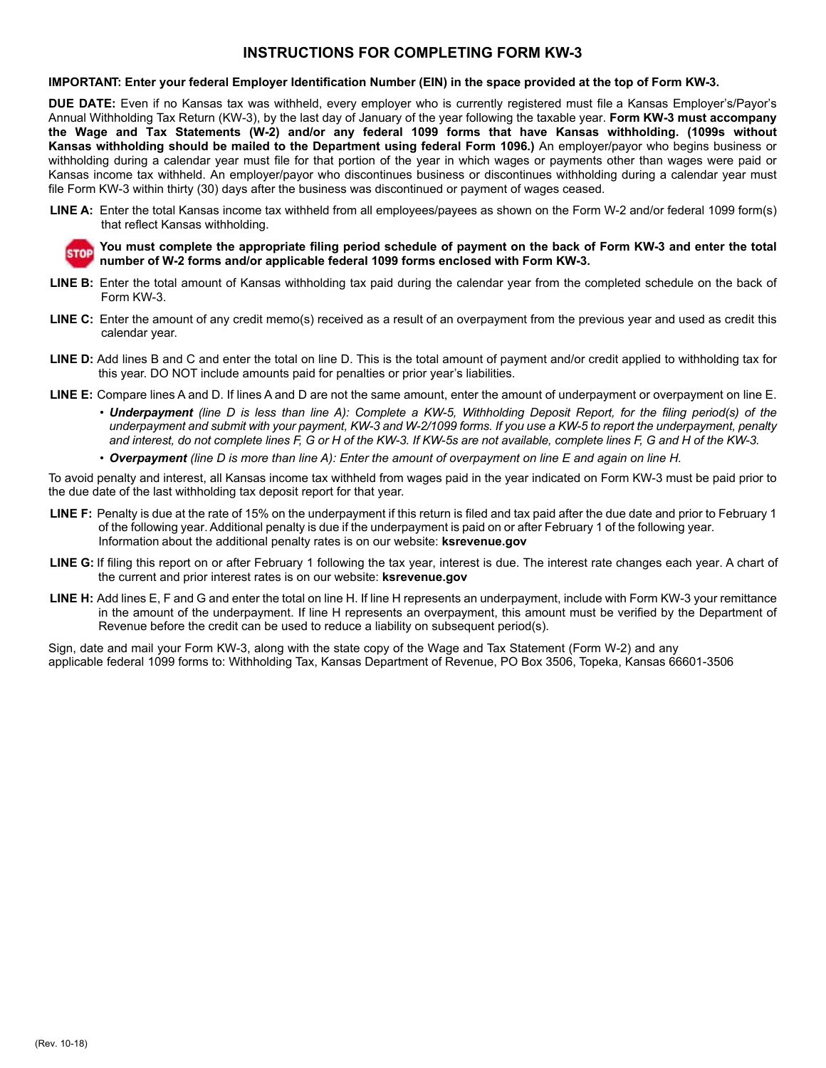# INSTRUCTIONS FOR COMPLETING FORM KW-3

**IMPORTANT: Enter your federal Employer Identification Number (EIN) in the space provided at the top of Form KW-3.**

**DUE DATE:** Even if no Kansas tax was withheld, every employer who is currently registered must file a Kansas Employer's/Payor's Annual Withholding Tax Return (KW-3), by the last day of January of the year following the taxable year. **Form KW-3 must accompany the Wage and Tax Statements (W-2) and/or any federal 1099 forms that have Kansas withholding. (1099s without Kansas withholding should be mailed to the Department using federal Form 1096.)** An employer/payor who begins business or withholding during a calendar year must file for that portion of the year in which wages or payments other than wages were paid or Kansas income tax withheld. An employer/payor who discontinues business or discontinues withholding during a calendar year must file Form KW-3 within thirty (30) days after the business was discontinued or payment of wages ceased.

**LINE A:** Enter the total Kansas income tax withheld from all employees/payees as shown on the Form W-2 and/or federal 1099 form(s) that reflect Kansas withholding.

STOP **You must complete the appropriate filing period schedule of payment on the back of Form KW-3 and enter the total number of W-2 forms and/or applicable federal 1099 forms enclosed with Form KW-3.**

**LINE B:** Enter the total amount of Kansas withholding tax paid during the calendar year from the completed schedule on the back of Form KW-3.

**LINE C:** Enter the amount of any credit memo(s) received as a result of an overpayment from the previous year and used as credit this calendar year.

**LINE D:** Add lines B and C and enter the total on line D. This is the total amount of payment and/or credit applied to withholding tax for this year. DO NOT include amounts paid for penalties or prior year's liabilities.

**LINE E:** Compare lines A and D. If lines A and D are not the same amount, enter the amount of underpayment or overpayment on line E.

- ***Underpayment*** *(line D is less than line A): Complete a KW-5, Withholding Deposit Report, for the filing period(s) of the underpayment and submit with your payment, KW-3 and W-2/1099 forms. If you use a KW-5 to report the underpayment, penalty and interest, do not complete lines F, G or H of the KW-3. If KW-5s are not available, complete lines F, G and H of the KW-3.*
- ***Overpayment*** *(line D is more than line A): Enter the amount of overpayment on line E and again on line H.*

To avoid penalty and interest, all Kansas income tax withheld from wages paid in the year indicated on Form KW-3 must be paid prior to the due date of the last withholding tax deposit report for that year.

**LINE F:** Penalty is due at the rate of 15% on the underpayment if this return is filed and tax paid after the due date and prior to February 1 of the following year. Additional penalty is due if the underpayment is paid on or after February 1 of the following year. Information about the additional penalty rates is on our website: **ksrevenue.gov**

**LINE G:** If filing this report on or after February 1 following the tax year, interest is due. The interest rate changes each year. A chart of the current and prior interest rates is on our website: **ksrevenue.gov**

**LINE H:** Add lines E, F and G and enter the total on line H. If line H represents an underpayment, include with Form KW-3 your remittance in the amount of the underpayment. If line H represents an overpayment, this amount must be verified by the Department of Revenue before the credit can be used to reduce a liability on subsequent period(s).

Sign, date and mail your Form KW-3, along with the state copy of the Wage and Tax Statement (Form W-2) and any applicable federal 1099 forms to: Withholding Tax, Kansas Department of Revenue, PO Box 3506, Topeka, Kansas 66601-3506

(Rev. 10-18)